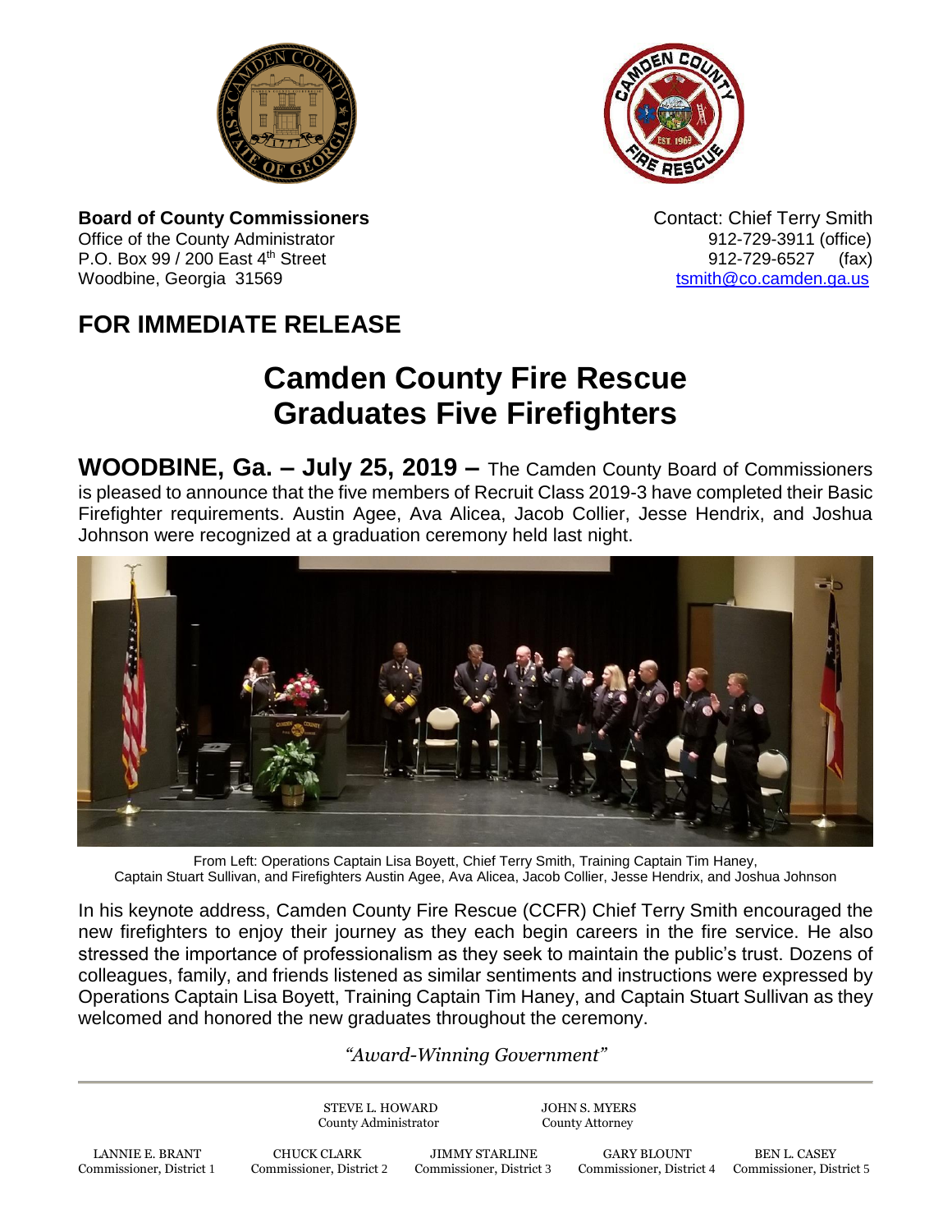**Board of County Commissioners**
Office of the County Administrator
P.O. Box 99 / 200 East 4th Street
Woodbine, Georgia 31569

Contact: Chief Terry Smith
912-729-3911 (office)
912-729-6527 (fax)
tsmith@co.camden.ga.us

## FOR IMMEDIATE RELEASE

# Camden County Fire Rescue Graduates Five Firefighters

**WOODBINE, Ga. – July 25, 2019 –** The Camden County Board of Commissioners is pleased to announce that the five members of Recruit Class 2019-3 have completed their Basic Firefighter requirements. Austin Agee, Ava Alicea, Jacob Collier, Jesse Hendrix, and Joshua Johnson were recognized at a graduation ceremony held last night.

From Left: Operations Captain Lisa Boyett, Chief Terry Smith, Training Captain Tim Haney, Captain Stuart Sullivan, and Firefighters Austin Agee, Ava Alicea, Jacob Collier, Jesse Hendrix, and Joshua Johnson

In his keynote address, Camden County Fire Rescue (CCFR) Chief Terry Smith encouraged the new firefighters to enjoy their journey as they each begin careers in the fire service. He also stressed the importance of professionalism as they seek to maintain the public's trust. Dozens of colleagues, family, and friends listened as similar sentiments and instructions were expressed by Operations Captain Lisa Boyett, Training Captain Tim Haney, and Captain Stuart Sullivan as they welcomed and honored the new graduates throughout the ceremony.

*"Award-Winning Government"*

STEVE L. HOWARD, County Administrator
JOHN S. MYERS, County Attorney

LANNIE E. BRANT, Commissioner, District 1
CHUCK CLARK, Commissioner, District 2
JIMMY STARLINE, Commissioner, District 3
GARY BLOUNT, Commissioner, District 4
BEN L. CASEY, Commissioner, District 5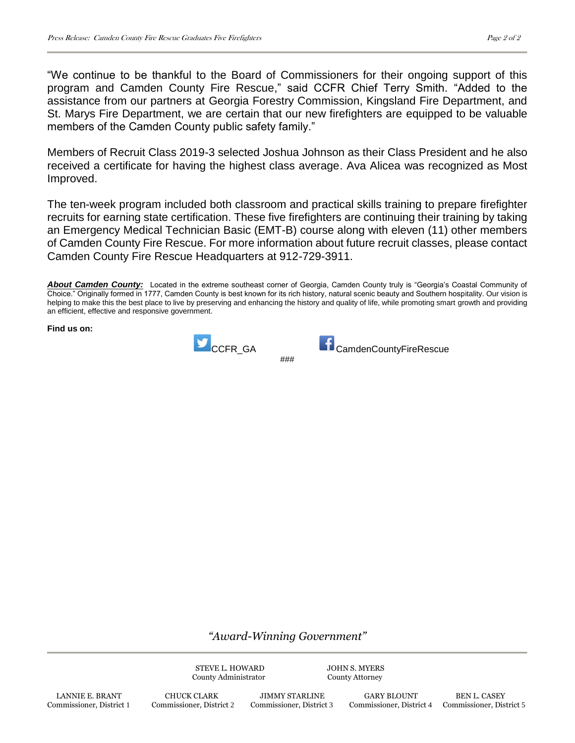"We continue to be thankful to the Board of Commissioners for their ongoing support of this program and Camden County Fire Rescue," said CCFR Chief Terry Smith. "Added to the assistance from our partners at Georgia Forestry Commission, Kingsland Fire Department, and St. Marys Fire Department, we are certain that our new firefighters are equipped to be valuable members of the Camden County public safety family."

Members of Recruit Class 2019-3 selected Joshua Johnson as their Class President and he also received a certificate for having the highest class average. Ava Alicea was recognized as Most Improved.

The ten-week program included both classroom and practical skills training to prepare firefighter recruits for earning state certification. These five firefighters are continuing their training by taking an Emergency Medical Technician Basic (EMT-B) course along with eleven (11) other members of Camden County Fire Rescue. For more information about future recruit classes, please contact Camden County Fire Rescue Headquarters at 912-729-3911.

***About Camden County:*** Located in the extreme southeast corner of Georgia, Camden County truly is "Georgia's Coastal Community of Choice." Originally formed in 1777, Camden County is best known for its rich history, natural scenic beauty and Southern hospitality. Our vision is helping to make this the best place to live by preserving and enhancing the history and quality of life, while promoting smart growth and providing an efficient, effective and responsive government.

**Find us on:**

CCFR_GA CamdenCountyFireRescue

###

*"Award-Winning Government"*

STEVE L. HOWARD
County Administrator

JOHN S. MYERS
County Attorney

LANNIE E. BRANT
Commissioner, District 1

CHUCK CLARK
Commissioner, District 2

JIMMY STARLINE
Commissioner, District 3

GARY BLOUNT
Commissioner, District 4

BEN L. CASEY
Commissioner, District 5